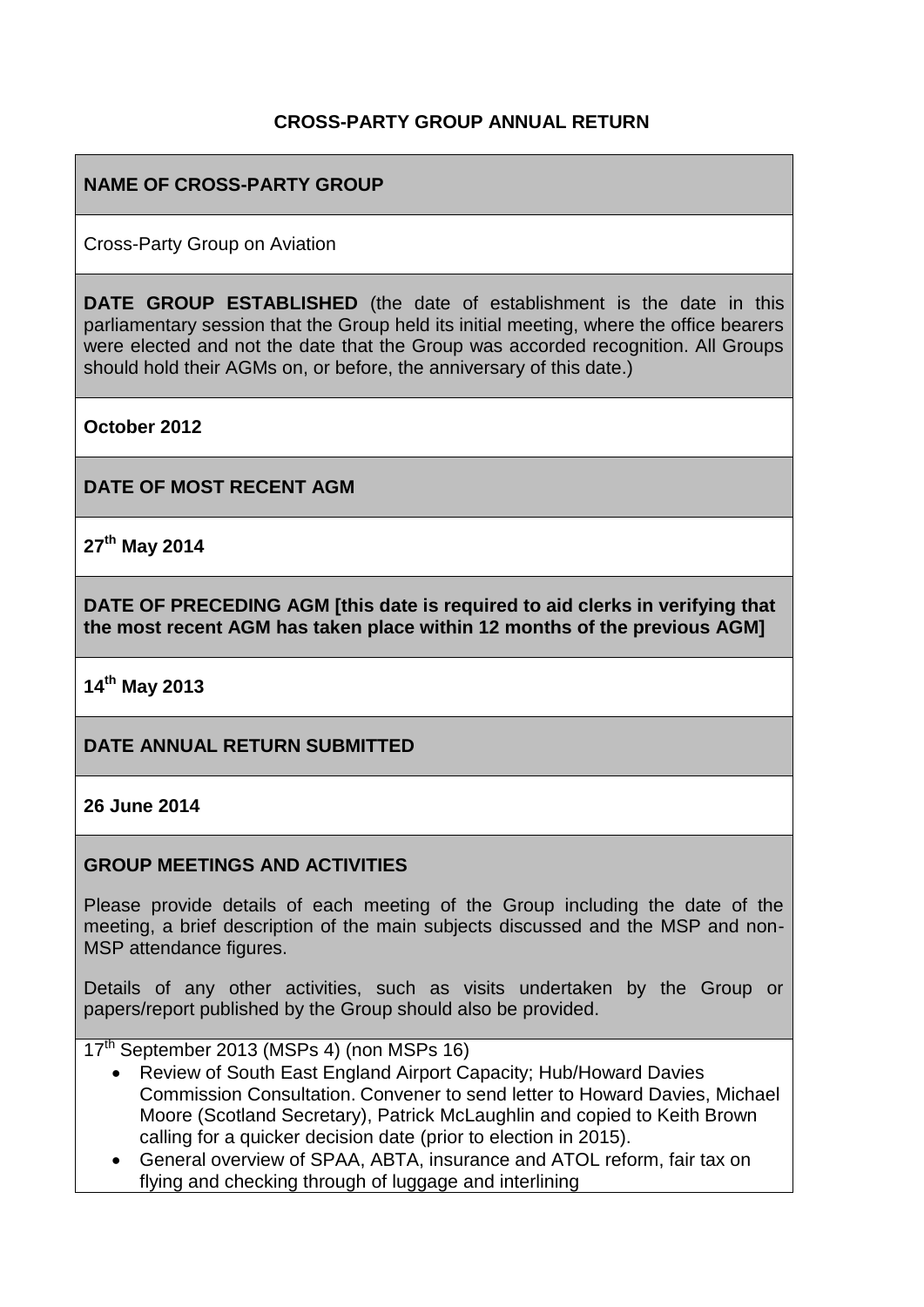# CROSS-PARTY GROUP ANNUAL RETURN

**NAME OF CROSS-PARTY GROUP**

Cross-Party Group on Aviation

**DATE GROUP ESTABLISHED** (the date of establishment is the date in this parliamentary session that the Group held its initial meeting, where the office bearers were elected and not the date that the Group was accorded recognition. All Groups should hold their AGMs on, or before, the anniversary of this date.)

**October 2012**

**DATE OF MOST RECENT AGM**

**27th May 2014**

**DATE OF PRECEDING AGM [this date is required to aid clerks in verifying that the most recent AGM has taken place within 12 months of the previous AGM]**

**14th May 2013**

**DATE ANNUAL RETURN SUBMITTED**

**26 June 2014**

**GROUP MEETINGS AND ACTIVITIES**

Please provide details of each meeting of the Group including the date of the meeting, a brief description of the main subjects discussed and the MSP and non-MSP attendance figures.

Details of any other activities, such as visits undertaken by the Group or papers/report published by the Group should also be provided.

17th September 2013 (MSPs 4) (non MSPs 16)

- Review of South East England Airport Capacity; Hub/Howard Davies Commission Consultation. Convener to send letter to Howard Davies, Michael Moore (Scotland Secretary), Patrick McLaughlin and copied to Keith Brown calling for a quicker decision date (prior to election in 2015).
- General overview of SPAA, ABTA, insurance and ATOL reform, fair tax on flying and checking through of luggage and interlining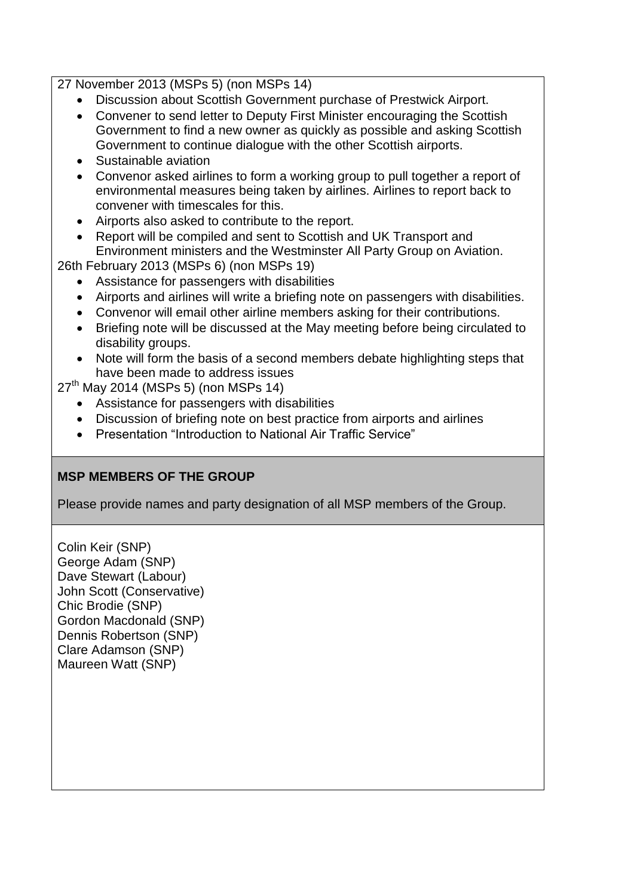27 November 2013 (MSPs 5) (non MSPs 14)

- Discussion about Scottish Government purchase of Prestwick Airport.
- Convener to send letter to Deputy First Minister encouraging the Scottish Government to find a new owner as quickly as possible and asking Scottish Government to continue dialogue with the other Scottish airports.
- Sustainable aviation
- Convenor asked airlines to form a working group to pull together a report of environmental measures being taken by airlines. Airlines to report back to convener with timescales for this.
- Airports also asked to contribute to the report.
- Report will be compiled and sent to Scottish and UK Transport and Environment ministers and the Westminster All Party Group on Aviation.

26th February 2013 (MSPs 6) (non MSPs 19)

- Assistance for passengers with disabilities
- Airports and airlines will write a briefing note on passengers with disabilities.
- Convenor will email other airline members asking for their contributions.
- Briefing note will be discussed at the May meeting before being circulated to disability groups.
- Note will form the basis of a second members debate highlighting steps that have been made to address issues

27th May 2014 (MSPs 5) (non MSPs 14)

- Assistance for passengers with disabilities
- Discussion of briefing note on best practice from airports and airlines
- Presentation "Introduction to National Air Traffic Service"

**MSP MEMBERS OF THE GROUP**

Please provide names and party designation of all MSP members of the Group.

Colin Keir (SNP)
George Adam (SNP)
Dave Stewart (Labour)
John Scott (Conservative)
Chic Brodie (SNP)
Gordon Macdonald (SNP)
Dennis Robertson (SNP)
Clare Adamson (SNP)
Maureen Watt (SNP)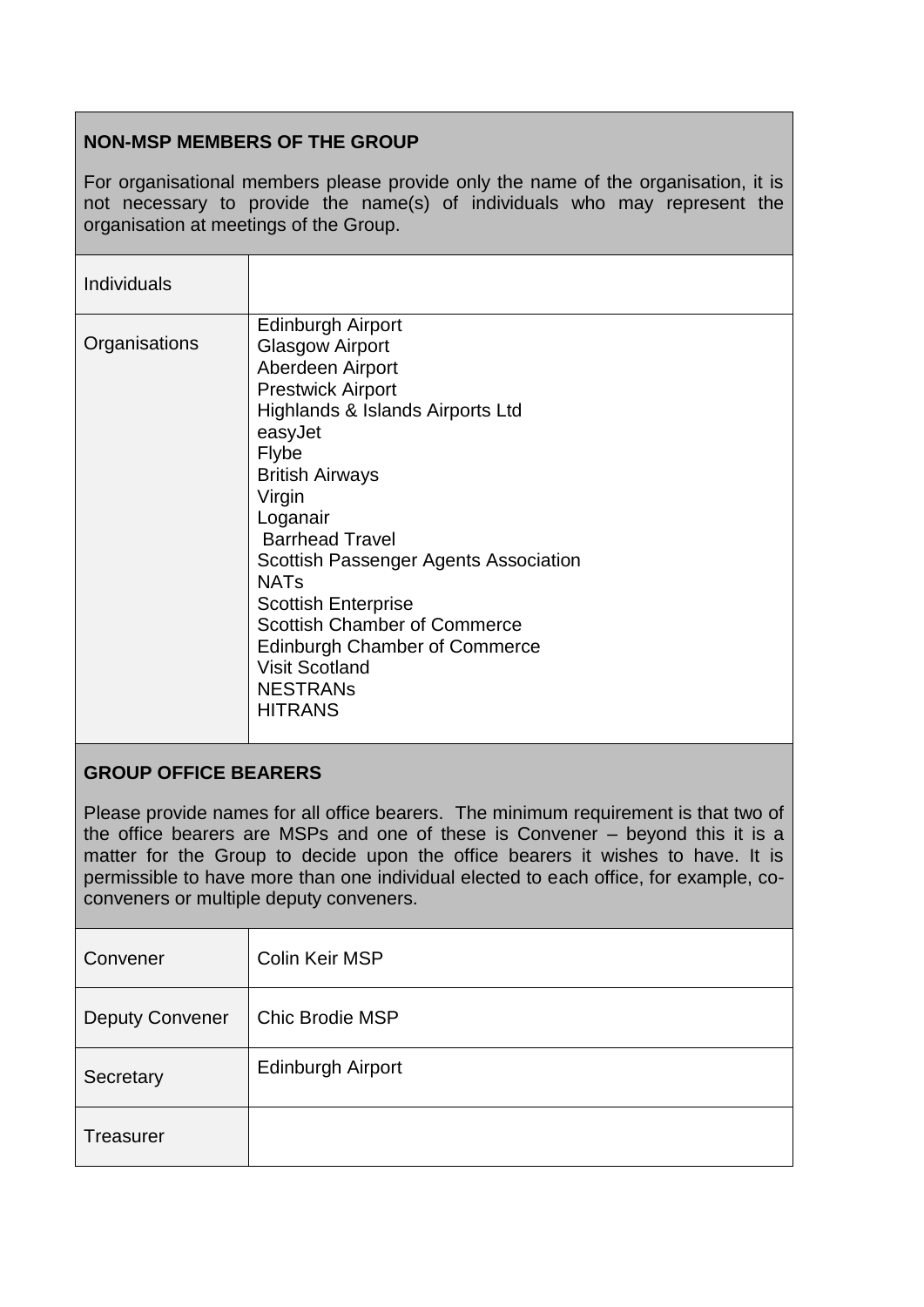## NON-MSP MEMBERS OF THE GROUP

For organisational members please provide only the name of the organisation, it is not necessary to provide the name(s) of individuals who may represent the organisation at meetings of the Group.

| | |
|---|---|
| Individuals | |
| Organisations | Edinburgh Airport<br>Glasgow Airport<br>Aberdeen Airport<br>Prestwick Airport<br>Highlands & Islands Airports Ltd<br>easyJet<br>Flybe<br>British Airways<br>Virgin<br>Loganair<br>Barrhead Travel<br>Scottish Passenger Agents Association<br>NATs<br>Scottish Enterprise<br>Scottish Chamber of Commerce<br>Edinburgh Chamber of Commerce<br>Visit Scotland<br>NESTRANs<br>HITRANS |

## GROUP OFFICE BEARERS

Please provide names for all office bearers. The minimum requirement is that two of the office bearers are MSPs and one of these is Convener – beyond this it is a matter for the Group to decide upon the office bearers it wishes to have. It is permissible to have more than one individual elected to each office, for example, co-conveners or multiple deputy conveners.

| | |
|---|---|
| Convener | Colin Keir MSP |
| Deputy Convener | Chic Brodie MSP |
| Secretary | Edinburgh Airport |
| Treasurer | |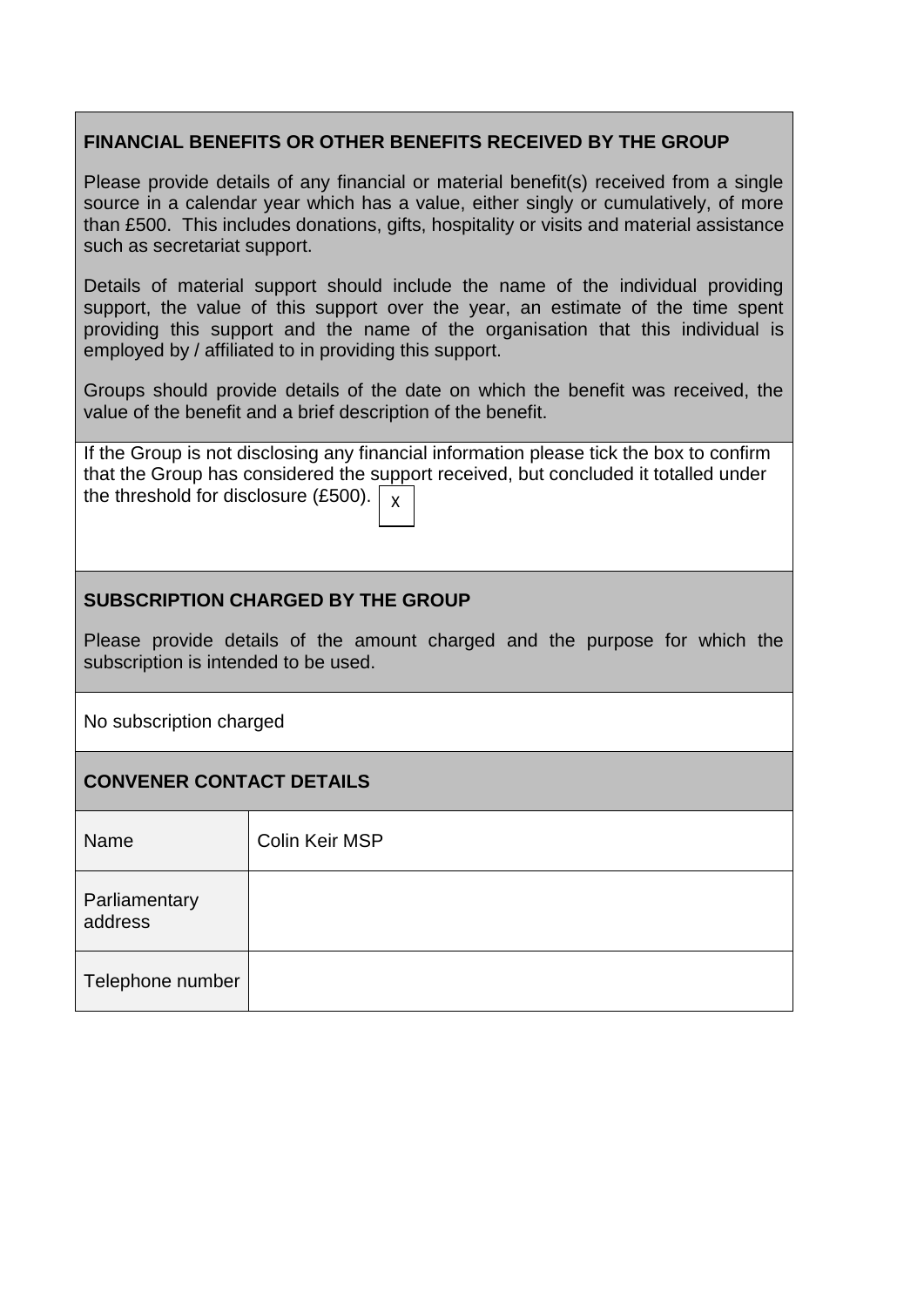**FINANCIAL BENEFITS OR OTHER BENEFITS RECEIVED BY THE GROUP**

Please provide details of any financial or material benefit(s) received from a single source in a calendar year which has a value, either singly or cumulatively, of more than £500. This includes donations, gifts, hospitality or visits and material assistance such as secretariat support.

Details of material support should include the name of the individual providing support, the value of this support over the year, an estimate of the time spent providing this support and the name of the organisation that this individual is employed by / affiliated to in providing this support.

Groups should provide details of the date on which the benefit was received, the value of the benefit and a brief description of the benefit.

If the Group is not disclosing any financial information please tick the box to confirm that the Group has considered the support received, but concluded it totalled under the threshold for disclosure (£500). [X]

**SUBSCRIPTION CHARGED BY THE GROUP**

Please provide details of the amount charged and the purpose for which the subscription is intended to be used.

No subscription charged

**CONVENER CONTACT DETAILS**

| | |
|---|---|
| Name | Colin Keir MSP |
| Parliamentary address | |
| Telephone number | |